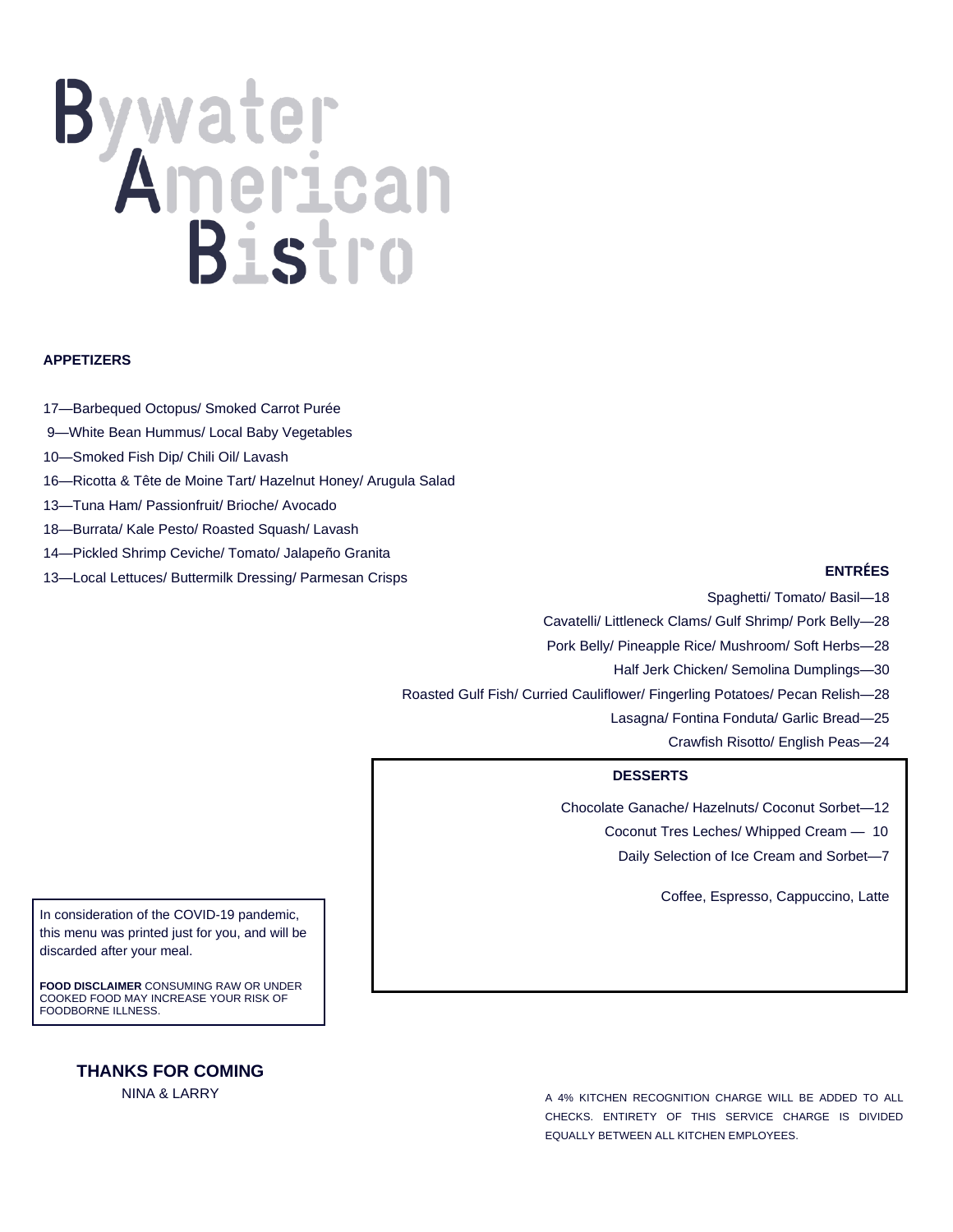# Bywater American Bistro

## APPETIZERS

17—Barbequed Octopus/ Smoked Carrot Purée

9—White Bean Hummus/ Local Baby Vegetables

10—Smoked Fish Dip/ Chili Oil/ Lavash

16—Ricotta & Tête de Moine Tart/ Hazelnut Honey/ Arugula Salad

13—Tuna Ham/ Passionfruit/ Brioche/ Avocado

18—Burrata/ Kale Pesto/ Roasted Squash/ Lavash

14—Pickled Shrimp Ceviche/ Tomato/ Jalapeño Granita

13—Local Lettuces/ Buttermilk Dressing/ Parmesan Crisps

## ENTRÉES

Spaghetti/ Tomato/ Basil—18

Cavatelli/ Littleneck Clams/ Gulf Shrimp/ Pork Belly—28

Pork Belly/ Pineapple Rice/ Mushroom/ Soft Herbs—28

Half Jerk Chicken/ Semolina Dumplings—30

Roasted Gulf Fish/ Curried Cauliflower/ Fingerling Potatoes/ Pecan Relish—28

Lasagna/ Fontina Fonduta/ Garlic Bread—25

Crawfish Risotto/ English Peas—24

## DESSERTS

Chocolate Ganache/ Hazelnuts/ Coconut Sorbet—12

Coconut Tres Leches/ Whipped Cream — 10

Daily Selection of Ice Cream and Sorbet—7

Coffee, Espresso, Cappuccino, Latte

In consideration of the COVID-19 pandemic, this menu was printed just for you, and will be discarded after your meal.

**FOOD DISCLAIMER** CONSUMING RAW OR UNDER COOKED FOOD MAY INCREASE YOUR RISK OF FOODBORNE ILLNESS.

**THANKS FOR COMING**

NINA & LARRY

A 4% KITCHEN RECOGNITION CHARGE WILL BE ADDED TO ALL CHECKS. ENTIRETY OF THIS SERVICE CHARGE IS DIVIDED EQUALLY BETWEEN ALL KITCHEN EMPLOYEES.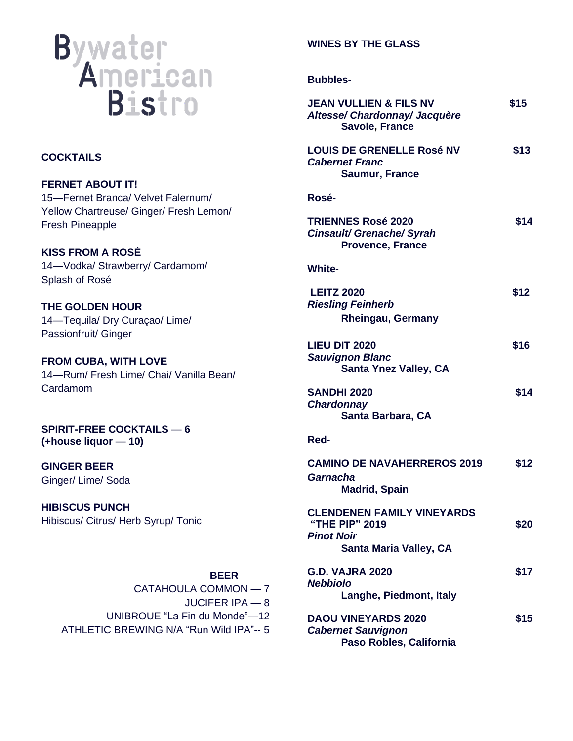# Bywater American Bistro

## COCKTAILS

**FERNET ABOUT IT!**
15—Fernet Branca/ Velvet Falernum/ Yellow Chartreuse/ Ginger/ Fresh Lemon/ Fresh Pineapple

**KISS FROM A ROSÉ**
14—Vodka/ Strawberry/ Cardamom/ Splash of Rosé

**THE GOLDEN HOUR**
14—Tequila/ Dry Curaçao/ Lime/ Passionfruit/ Ginger

**FROM CUBA, WITH LOVE**
14—Rum/ Fresh Lime/ Chai/ Vanilla Bean/ Cardamom

**SPIRIT-FREE COCKTAILS — 6**
**(+house liquor — 10)**

**GINGER BEER**
Ginger/ Lime/ Soda

**HIBISCUS PUNCH**
Hibiscus/ Citrus/ Herb Syrup/ Tonic

## BEER

CATAHOULA COMMON — 7
JUCIFER IPA — 8
UNIBROUE "La Fin du Monde"—12
ATHLETIC BREWING N/A "Run Wild IPA"-- 5

## WINES BY THE GLASS

### Bubbles-

**JEAN VULLIEN & FILS NV** — **$15**
***Altesse/ Chardonnay/ Jacquère***
**Savoie, France**

**LOUIS DE GRENELLE Rosé NV** — **$13**
***Cabernet Franc***
**Saumur, France**

### Rosé-

**TRIENNES Rosé 2020** — **$14**
***Cinsault/ Grenache/ Syrah***
**Provence, France**

### White-

**LEITZ 2020** — **$12**
***Riesling Feinherb***
**Rheingau, Germany**

**LIEU DIT 2020** — **$16**
***Sauvignon Blanc***
**Santa Ynez Valley, CA**

**SANDHI 2020** — **$14**
***Chardonnay***
**Santa Barbara, CA**

### Red-

**CAMINO DE NAVAHERREROS 2019** — **$12**
***Garnacha***
**Madrid, Spain**

**CLENDENEN FAMILY VINEYARDS "THE PIP" 2019** — **$20**
***Pinot Noir***
**Santa Maria Valley, CA**

**G.D. VAJRA 2020** — **$17**
***Nebbiolo***
**Langhe, Piedmont, Italy**

**DAOU VINEYARDS 2020** — **$15**
***Cabernet Sauvignon***
**Paso Robles, California**